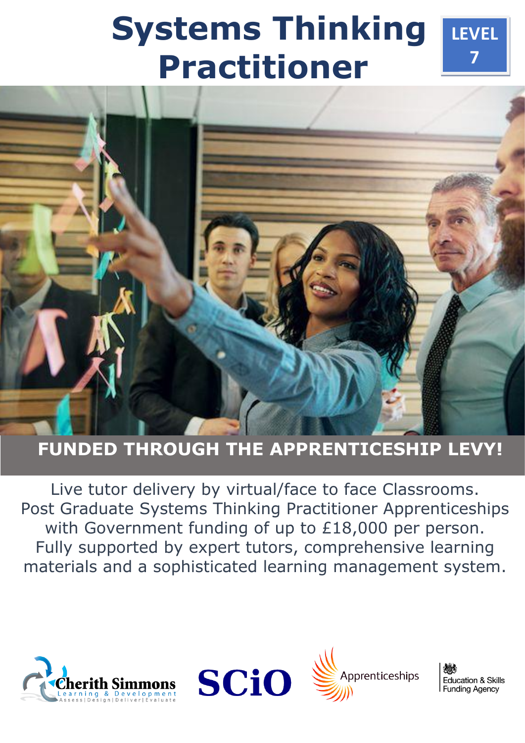# Systems Thinking Practitioner

**LEVEL 7**

## FUNDED THROUGH THE APPRENTICESHIP LEVY!

Live tutor delivery by virtual/face to face Classrooms. Post Graduate Systems Thinking Practitioner Apprenticeships with Government funding of up to £18,000 per person. Fully supported by expert tutors, comprehensive learning materials and a sophisticated learning management system.

Cherith Simmons Learning & Development — Assess | Design | Deliver | Evaluate

SCiO

Apprenticeships

Education & Skills Funding Agency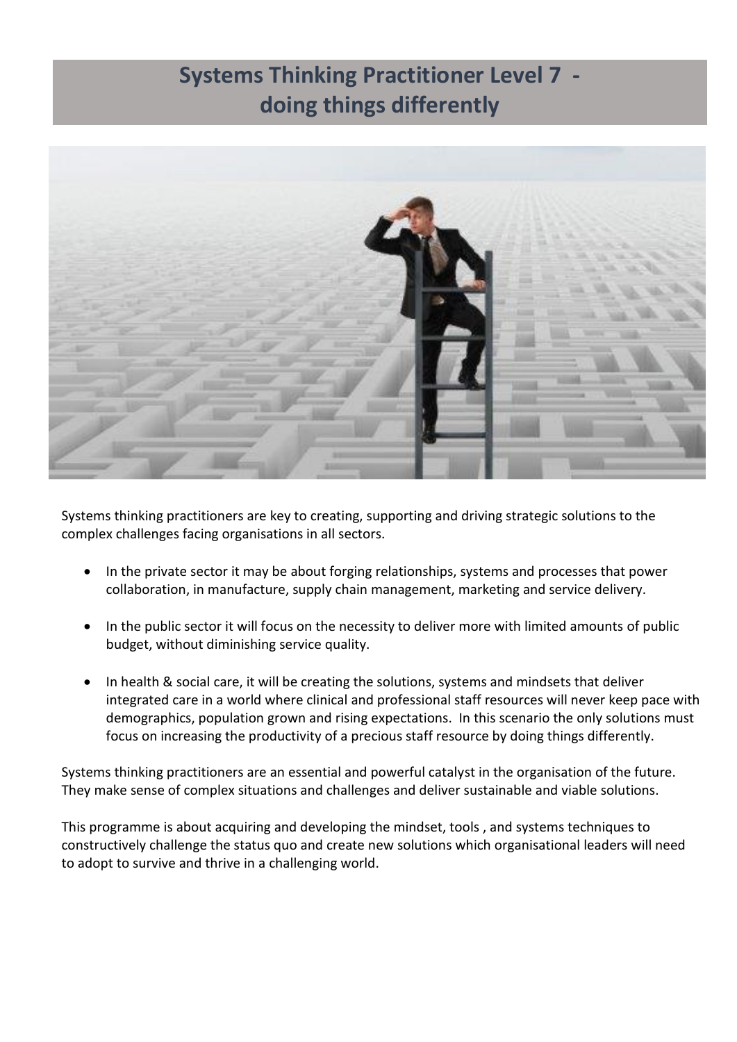# Systems Thinking Practitioner Level 7 - doing things differently

Systems thinking practitioners are key to creating, supporting and driving strategic solutions to the complex challenges facing organisations in all sectors.

- In the private sector it may be about forging relationships, systems and processes that power collaboration, in manufacture, supply chain management, marketing and service delivery.

- In the public sector it will focus on the necessity to deliver more with limited amounts of public budget, without diminishing service quality.

- In health & social care, it will be creating the solutions, systems and mindsets that deliver integrated care in a world where clinical and professional staff resources will never keep pace with demographics, population grown and rising expectations. In this scenario the only solutions must focus on increasing the productivity of a precious staff resource by doing things differently.

Systems thinking practitioners are an essential and powerful catalyst in the organisation of the future. They make sense of complex situations and challenges and deliver sustainable and viable solutions.

This programme is about acquiring and developing the mindset, tools , and systems techniques to constructively challenge the status quo and create new solutions which organisational leaders will need to adopt to survive and thrive in a challenging world.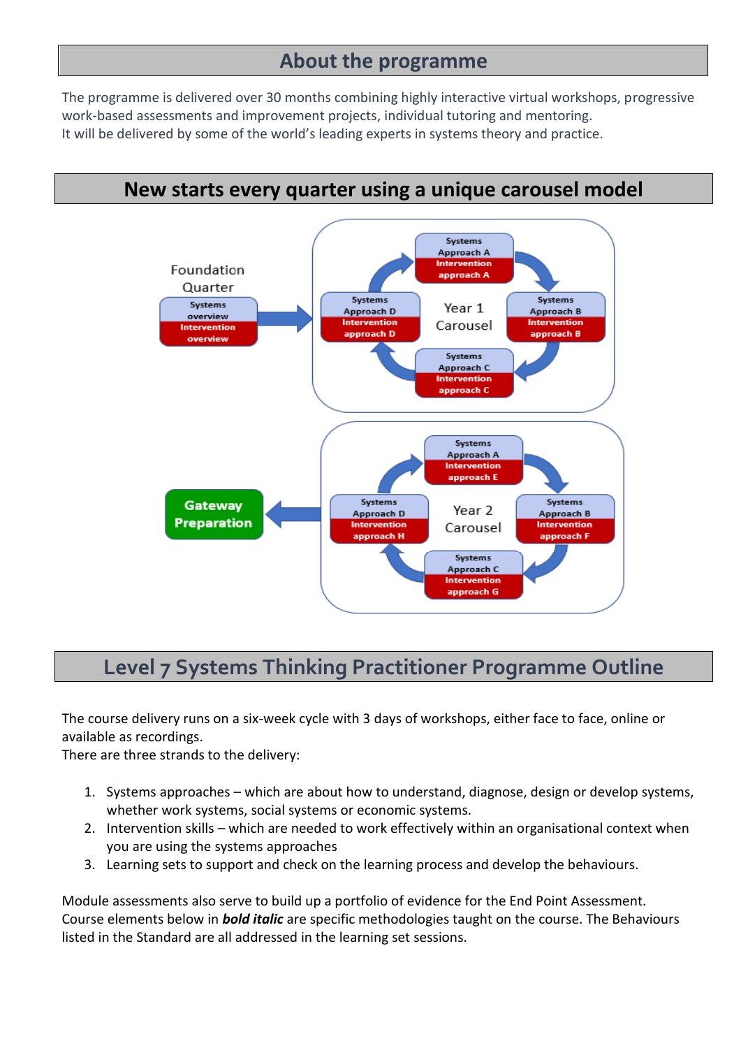## About the programme

The programme is delivered over 30 months combining highly interactive virtual workshops, progressive work-based assessments and improvement projects, individual tutoring and mentoring.
It will be delivered by some of the world's leading experts in systems theory and practice.

## New starts every quarter using a unique carousel model

Foundation Quarter

Systems overview
Intervention overview

Year 1 Carousel

Systems Approach A / Intervention approach A
Systems Approach B / Intervention approach B
Systems Approach C / Intervention approach C
Systems Approach D / Intervention approach D

Year 2 Carousel

Systems Approach A / Intervention approach E
Systems Approach B / Intervention approach F
Systems Approach C / Intervention approach G
Systems Approach D / Intervention approach H

Gateway Preparation

## Level 7 Systems Thinking Practitioner Programme Outline

The course delivery runs on a six-week cycle with 3 days of workshops, either face to face, online or available as recordings.
There are three strands to the delivery:

1. Systems approaches – which are about how to understand, diagnose, design or develop systems, whether work systems, social systems or economic systems.
2. Intervention skills – which are needed to work effectively within an organisational context when you are using the systems approaches
3. Learning sets to support and check on the learning process and develop the behaviours.

Module assessments also serve to build up a portfolio of evidence for the End Point Assessment.
Course elements below in ***bold italic*** are specific methodologies taught on the course. The Behaviours listed in the Standard are all addressed in the learning set sessions.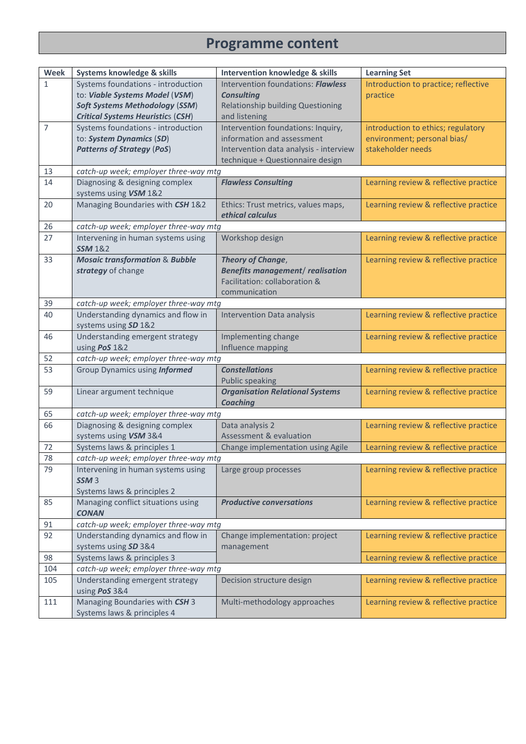# Programme content

| Week | Systems knowledge & skills | Intervention knowledge & skills | Learning Set |
|---|---|---|---|
| 1 | Systems foundations - introduction to: ***Viable Systems Model*** (***VSM***) ***Soft Systems Methodology*** (***SSM***) ***Critical Systems Heuristics*** (***CSH***) | Intervention foundations: ***Flawless Consulting*** Relationship building Questioning and listening | Introduction to practice; reflective practice |
| 7 | Systems foundations - introduction to: ***System Dynamics*** (***SD***) ***Patterns of Strategy*** (***PoS***) | Intervention foundations: Inquiry, information and assessment Intervention data analysis - interview technique + Questionnaire design | introduction to ethics; regulatory environment; personal bias/ stakeholder needs |
| 13 | *catch-up week; employer three-way mtg* | | |
| 14 | Diagnosing & designing complex systems using ***VSM*** 1&2 | ***Flawless Consulting*** | Learning review & reflective practice |
| 20 | Managing Boundaries with ***CSH*** 1&2 | Ethics: Trust metrics, values maps, ***ethical calculus*** | Learning review & reflective practice |
| 26 | *catch-up week; employer three-way mtg* | | |
| 27 | Intervening in human systems using ***SSM*** 1&2 | Workshop design | Learning review & reflective practice |
| 33 | ***Mosaic transformation*** & ***Bubble strategy*** of change | ***Theory of Change***, ***Benefits management/ realisation*** Facilitation: collaboration & communication | Learning review & reflective practice |
| 39 | *catch-up week; employer three-way mtg* | | |
| 40 | Understanding dynamics and flow in systems using ***SD*** 1&2 | Intervention Data analysis | Learning review & reflective practice |
| 46 | Understanding emergent strategy using ***PoS*** 1&2 | Implementing change Influence mapping | Learning review & reflective practice |
| 52 | *catch-up week; employer three-way mtg* | | |
| 53 | Group Dynamics using ***Informed*** | ***Constellations*** Public speaking | Learning review & reflective practice |
| 59 | Linear argument technique | ***Organisation Relational Systems Coaching*** | Learning review & reflective practice |
| 65 | *catch-up week; employer three-way mtg* | | |
| 66 | Diagnosing & designing complex systems using ***VSM*** 3&4 | Data analysis 2 Assessment & evaluation | Learning review & reflective practice |
| 72 | Systems laws & principles 1 | Change implementation using Agile | Learning review & reflective practice |
| 78 | *catch-up week; employer three-way mtg* | | |
| 79 | Intervening in human systems using ***SSM*** 3 Systems laws & principles 2 | Large group processes | Learning review & reflective practice |
| 85 | Managing conflict situations using ***CONAN*** | ***Productive conversations*** | Learning review & reflective practice |
| 91 | *catch-up week; employer three-way mtg* | | |
| 92 | Understanding dynamics and flow in systems using ***SD*** 3&4 | Change implementation: project management | Learning review & reflective practice |
| 98 | Systems laws & principles 3 | | Learning review & reflective practice |
| 104 | *catch-up week; employer three-way mtg* | | |
| 105 | Understanding emergent strategy using ***PoS*** 3&4 | Decision structure design | Learning review & reflective practice |
| 111 | Managing Boundaries with ***CSH*** 3 Systems laws & principles 4 | Multi-methodology approaches | Learning review & reflective practice |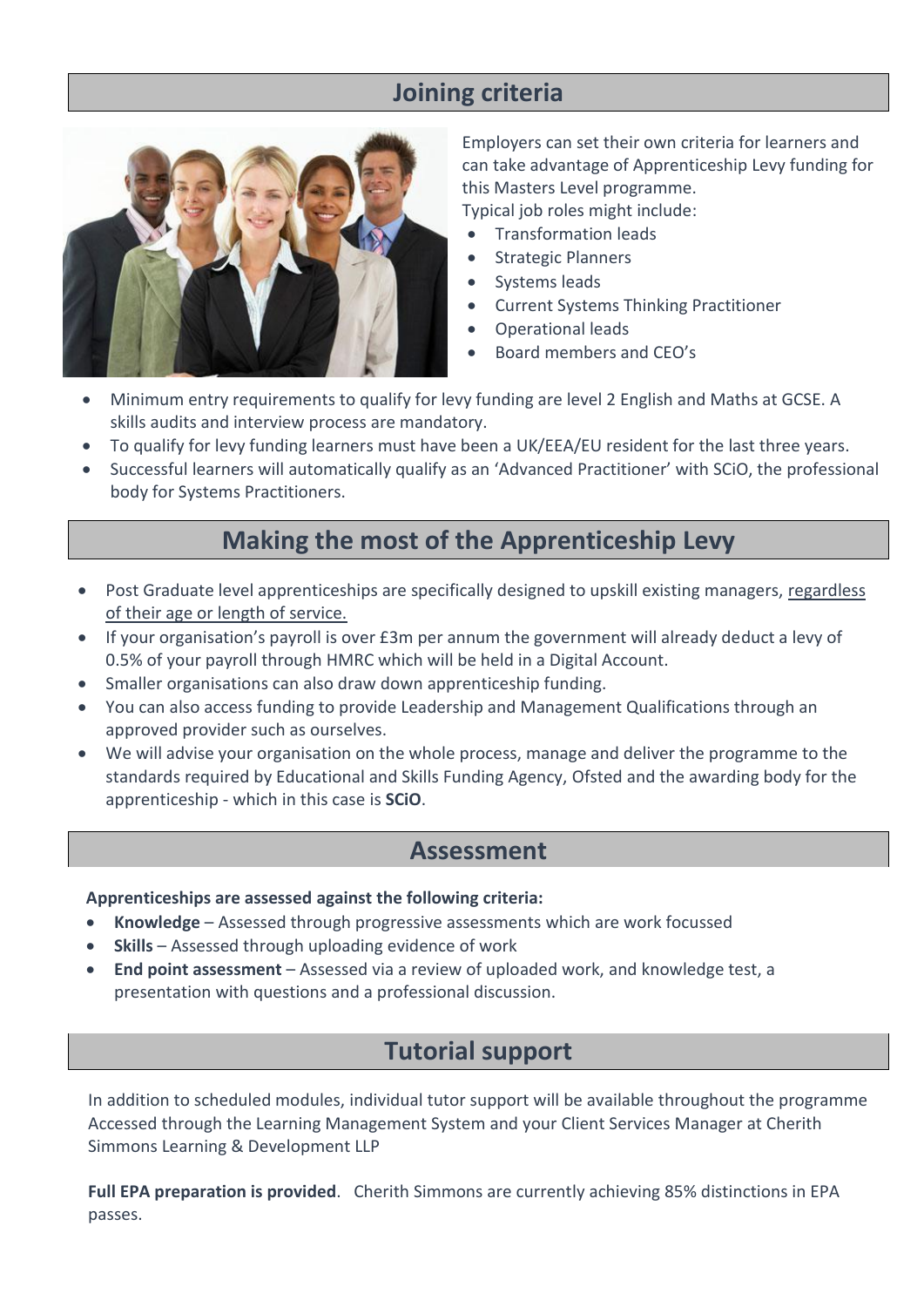## Joining criteria

Employers can set their own criteria for learners and can take advantage of Apprenticeship Levy funding for this Masters Level programme.

Typical job roles might include:

- Transformation leads
- Strategic Planners
- Systems leads
- Current Systems Thinking Practitioner
- Operational leads
- Board members and CEO's

- Minimum entry requirements to qualify for levy funding are level 2 English and Maths at GCSE. A skills audits and interview process are mandatory.
- To qualify for levy funding learners must have been a UK/EEA/EU resident for the last three years.
- Successful learners will automatically qualify as an 'Advanced Practitioner' with SCiO, the professional body for Systems Practitioners.

## Making the most of the Apprenticeship Levy

- Post Graduate level apprenticeships are specifically designed to upskill existing managers, regardless of their age or length of service.
- If your organisation's payroll is over £3m per annum the government will already deduct a levy of 0.5% of your payroll through HMRC which will be held in a Digital Account.
- Smaller organisations can also draw down apprenticeship funding.
- You can also access funding to provide Leadership and Management Qualifications through an approved provider such as ourselves.
- We will advise your organisation on the whole process, manage and deliver the programme to the standards required by Educational and Skills Funding Agency, Ofsted and the awarding body for the apprenticeship - which in this case is **SCiO**.

## Assessment

**Apprenticeships are assessed against the following criteria:**

- **Knowledge** – Assessed through progressive assessments which are work focussed
- **Skills** – Assessed through uploading evidence of work
- **End point assessment** – Assessed via a review of uploaded work, and knowledge test, a presentation with questions and a professional discussion.

## Tutorial support

In addition to scheduled modules, individual tutor support will be available throughout the programme Accessed through the Learning Management System and your Client Services Manager at Cherith Simmons Learning & Development LLP

**Full EPA preparation is provided**. Cherith Simmons are currently achieving 85% distinctions in EPA passes.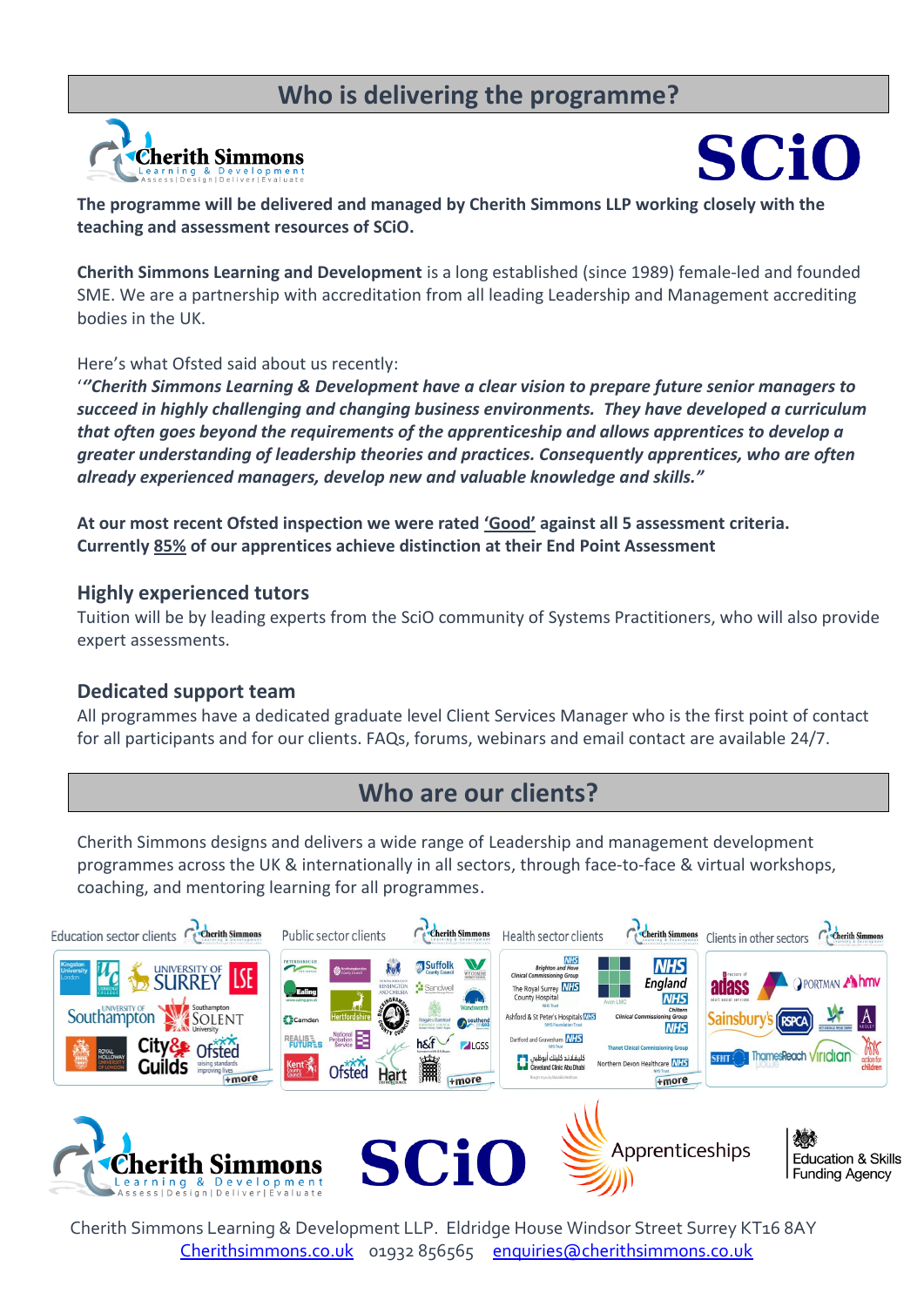## Who is delivering the programme?

**The programme will be delivered and managed by Cherith Simmons LLP working closely with the teaching and assessment resources of SCiO.**

**Cherith Simmons Learning and Development** is a long established (since 1989) female-led and founded SME. We are a partnership with accreditation from all leading Leadership and Management accrediting bodies in the UK.

Here's what Ofsted said about us recently:

'*"Cherith Simmons Learning & Development have a clear vision to prepare future senior managers to succeed in highly challenging and changing business environments. They have developed a curriculum that often goes beyond the requirements of the apprenticeship and allows apprentices to develop a greater understanding of leadership theories and practices. Consequently apprentices, who are often already experienced managers, develop new and valuable knowledge and skills."*

**At our most recent Ofsted inspection we were rated <u>'Good'</u> against all 5 assessment criteria. Currently <u>85%</u> of our apprentices achieve distinction at their End Point Assessment**

### Highly experienced tutors

Tuition will be by leading experts from the SciO community of Systems Practitioners, who will also provide expert assessments.

### Dedicated support team

All programmes have a dedicated graduate level Client Services Manager who is the first point of contact for all participants and for our clients. FAQs, forums, webinars and email contact are available 24/7.

## Who are our clients?

Cherith Simmons designs and delivers a wide range of Leadership and management development programmes across the UK & internationally in all sectors, through face-to-face & virtual workshops, coaching, and mentoring learning for all programmes.

Education sector clients

Public sector clients

Health sector clients

Clients in other sectors

Cherith Simmons Learning & Development LLP. Eldridge House Windsor Street Surrey KT16 8AY
Cherithsimmons.co.uk 01932 856565 enquiries@cherithsimmons.co.uk